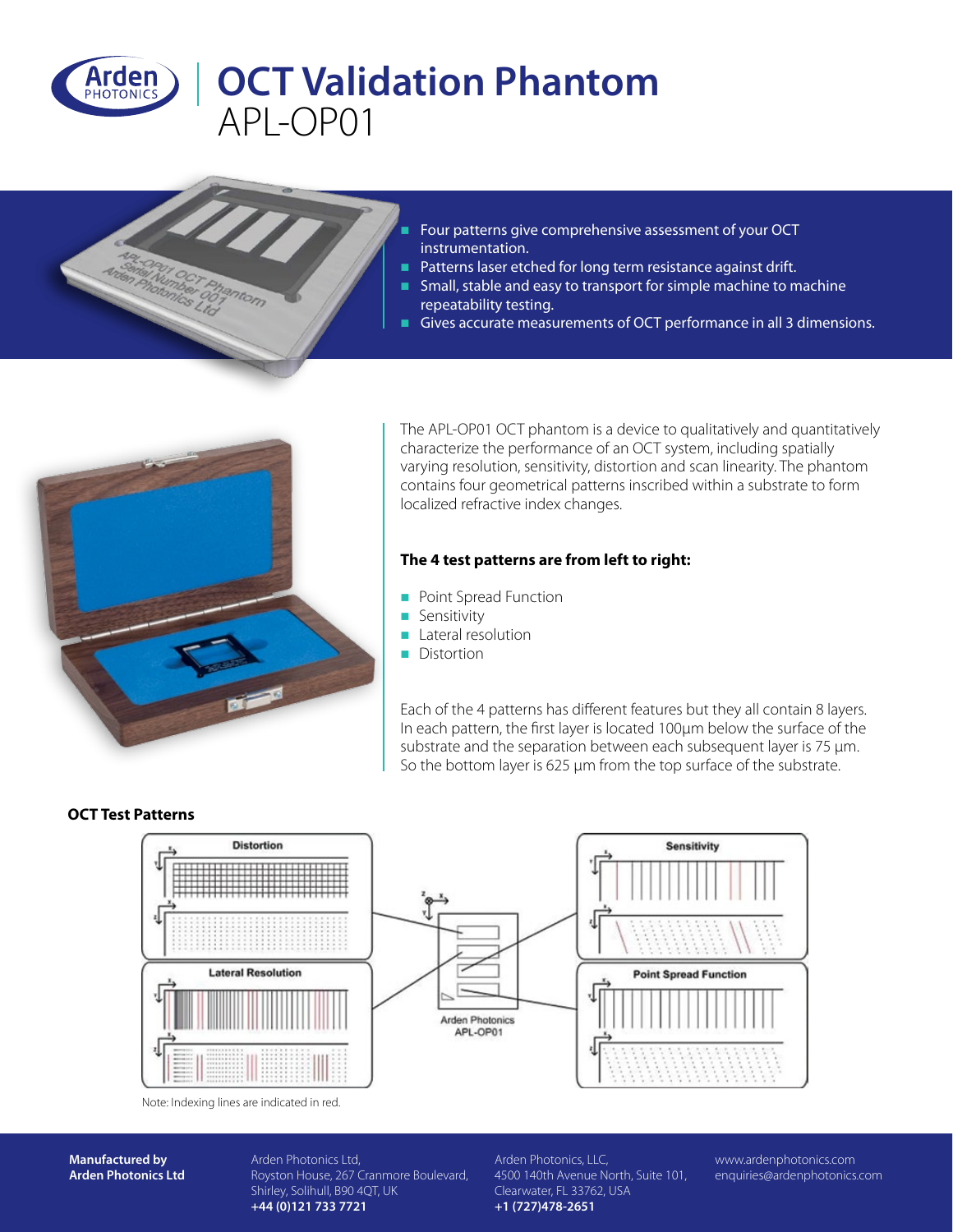# OCT Validation Phantom
## APL-OP01

- Four patterns give comprehensive assessment of your OCT instrumentation.
- Patterns laser etched for long term resistance against drift.
- Small, stable and easy to transport for simple machine to machine repeatability testing.
- Gives accurate measurements of OCT performance in all 3 dimensions.

The APL-OP01 OCT phantom is a device to qualitatively and quantitatively characterize the performance of an OCT system, including spatially varying resolution, sensitivity, distortion and scan linearity. The phantom contains four geometrical patterns inscribed within a substrate to form localized refractive index changes.

**The 4 test patterns are from left to right:**

- Point Spread Function
- Sensitivity
- Lateral resolution
- Distortion

Each of the 4 patterns has different features but they all contain 8 layers. In each pattern, the first layer is located 100µm below the surface of the substrate and the separation between each subsequent layer is 75 µm. So the bottom layer is 625 µm from the top surface of the substrate.

**OCT Test Patterns**

Distortion

Sensitivity

Lateral Resolution

Point Spread Function

Arden Photonics APL-OP01

Note: Indexing lines are indicated in red.

**Manufactured by Arden Photonics Ltd**

Arden Photonics Ltd,
Royston House, 267 Cranmore Boulevard,
Shirley, Solihull, B90 4QT, UK
**+44 (0)121 733 7721**

Arden Photonics, LLC,
4500 140th Avenue North, Suite 101,
Clearwater, FL 33762, USA
**+1 (727)478-2651**

www.ardenphotonics.com
enquiries@ardenphotonics.com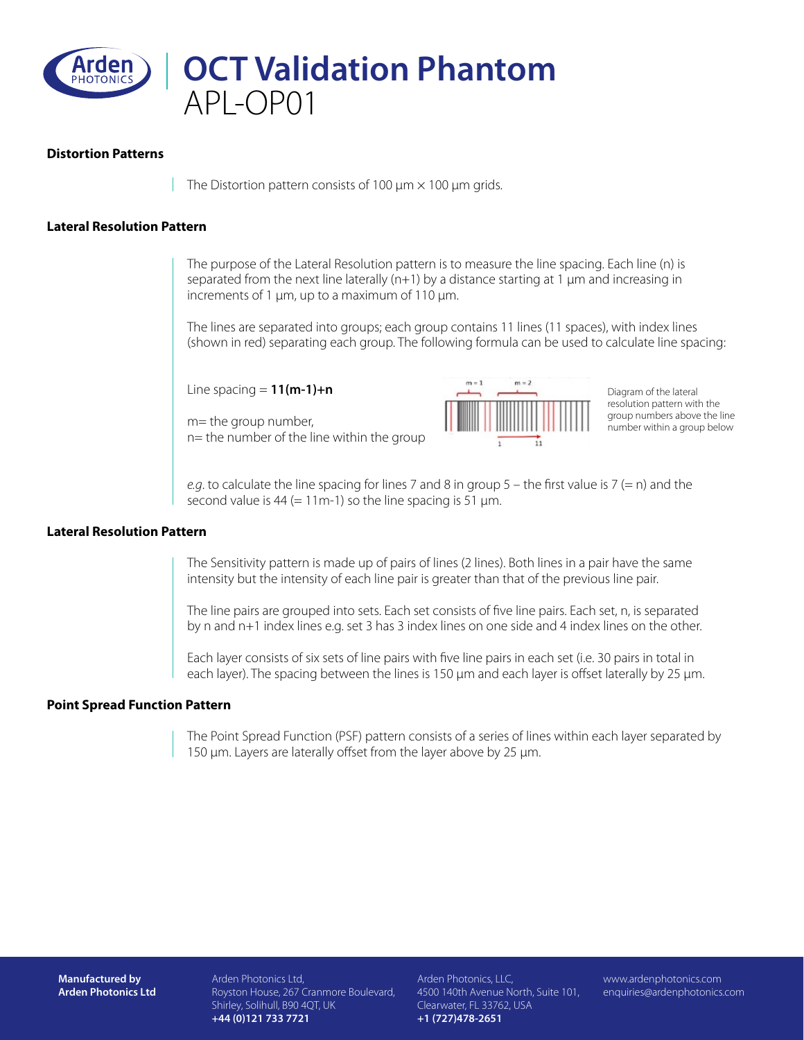# OCT Validation Phantom
APL-OP01

### Distortion Patterns

The Distortion pattern consists of 100 µm × 100 µm grids.

### Lateral Resolution Pattern

The purpose of the Lateral Resolution pattern is to measure the line spacing. Each line (n) is separated from the next line laterally (n+1) by a distance starting at 1 µm and increasing in increments of 1 µm, up to a maximum of 110 µm.

The lines are separated into groups; each group contains 11 lines (11 spaces), with index lines (shown in red) separating each group. The following formula can be used to calculate line spacing:

Line spacing = **11(m-1)+n**

m= the group number,
n= the number of the line within the group

Diagram of the lateral resolution pattern with the group numbers above the line number within a group below

*e.g.* to calculate the line spacing for lines 7 and 8 in group 5 – the first value is 7 (= n) and the second value is 44 (= 11m-1) so the line spacing is 51 µm.

### Lateral Resolution Pattern

The Sensitivity pattern is made up of pairs of lines (2 lines). Both lines in a pair have the same intensity but the intensity of each line pair is greater than that of the previous line pair.

The line pairs are grouped into sets. Each set consists of five line pairs. Each set, n, is separated by n and n+1 index lines e.g. set 3 has 3 index lines on one side and 4 index lines on the other.

Each layer consists of six sets of line pairs with five line pairs in each set (i.e. 30 pairs in total in each layer). The spacing between the lines is 150 µm and each layer is offset laterally by 25 µm.

### Point Spread Function Pattern

The Point Spread Function (PSF) pattern consists of a series of lines within each layer separated by 150 µm. Layers are laterally offset from the layer above by 25 µm.

**Manufactured by Arden Photonics Ltd**

Arden Photonics Ltd,
Royston House, 267 Cranmore Boulevard,
Shirley, Solihull, B90 4QT, UK
**+44 (0)121 733 7721**

Arden Photonics, LLC,
4500 140th Avenue North, Suite 101,
Clearwater, FL 33762, USA
**+1 (727)478-2651**

www.ardenphotonics.com
enquiries@ardenphotonics.com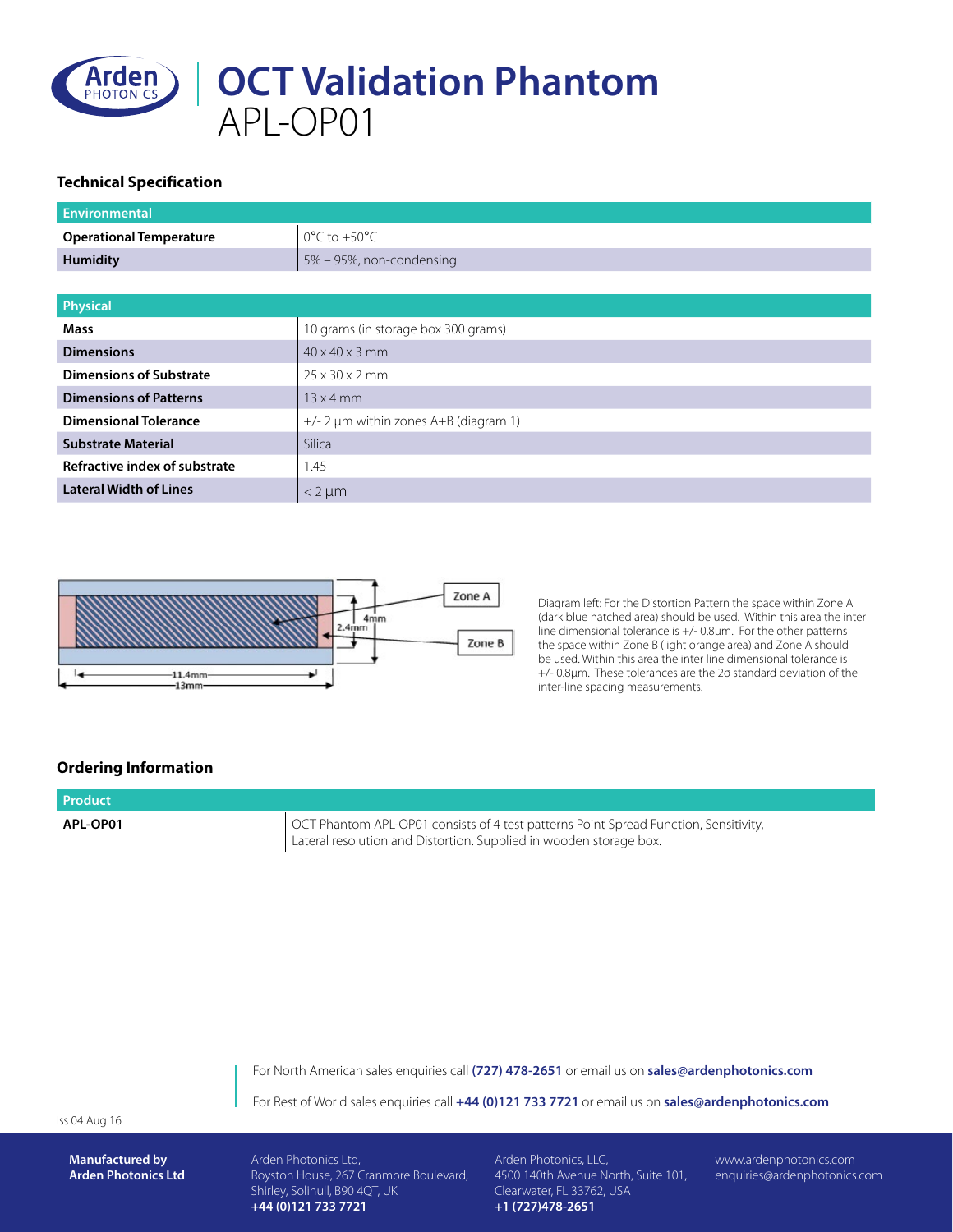# OCT Validation Phantom
APL-OP01

## Technical Specification

| Environmental | |
|---|---|
| **Operational Temperature** | 0°C to +50°C |
| **Humidity** | 5% – 95%, non-condensing |

| Physical | |
|---|---|
| **Mass** | 10 grams (in storage box 300 grams) |
| **Dimensions** | 40 x 40 x 3 mm |
| **Dimensions of Substrate** | 25 x 30 x 2 mm |
| **Dimensions of Patterns** | 13 x 4 mm |
| **Dimensional Tolerance** | +/- 2 µm within zones A+B (diagram 1) |
| **Substrate Material** | Silica |
| **Refractive index of substrate** | 1.45 |
| **Lateral Width of Lines** | < 2 µm |

Zone A
Zone B
4mm
2.4mm
11.4mm
13mm

Diagram left: For the Distortion Pattern the space within Zone A (dark blue hatched area) should be used. Within this area the inter line dimensional tolerance is +/- 0.8µm. For the other patterns the space within Zone B (light orange area) and Zone A should be used. Within this area the inter line dimensional tolerance is +/- 0.8µm. These tolerances are the 2σ standard deviation of the inter-line spacing measurements.

## Ordering Information

| Product | |
|---|---|
| **APL-OP01** | OCT Phantom APL-OP01 consists of 4 test patterns Point Spread Function, Sensitivity, Lateral resolution and Distortion. Supplied in wooden storage box. |

For North American sales enquiries call **(727) 478-2651** or email us on **sales@ardenphotonics.com**

For Rest of World sales enquiries call **+44 (0)121 733 7721** or email us on **sales@ardenphotonics.com**

Iss 04 Aug 16

**Manufactured by Arden Photonics Ltd**

Arden Photonics Ltd,
Royston House, 267 Cranmore Boulevard,
Shirley, Solihull, B90 4QT, UK
**+44 (0)121 733 7721**

Arden Photonics, LLC,
4500 140th Avenue North, Suite 101,
Clearwater, FL 33762, USA
**+1 (727)478-2651**

www.ardenphotonics.com
enquiries@ardenphotonics.com